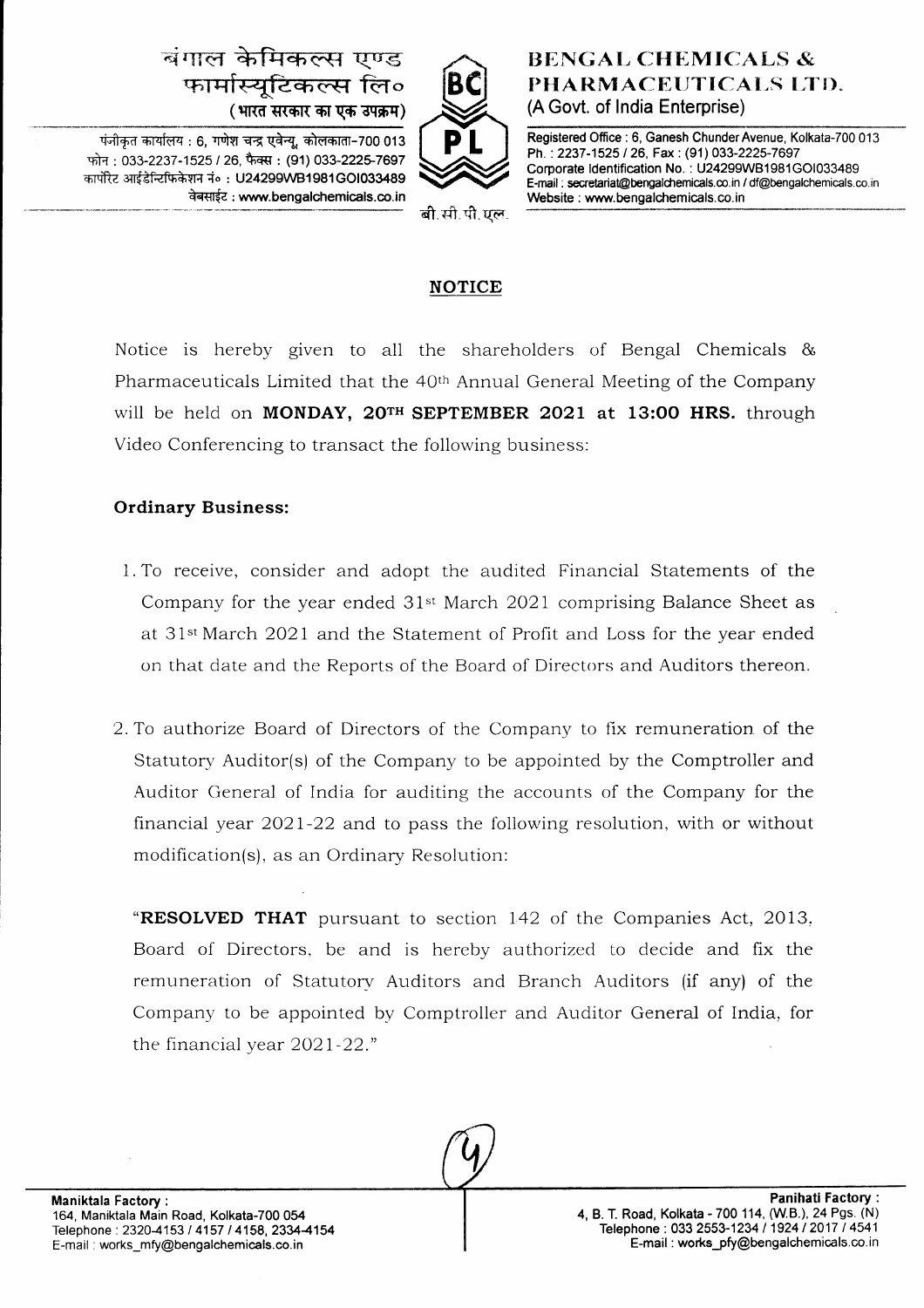बंगाल केमिकल्स एण्ड फार्मास्यूटिकल्स लि०
(भारत सरकार का एक उपक्रम)

पंजीकृत कार्यालय : 6, गणेश चन्द्र एवेन्यू, कोलकाता-700 013
फोन : 033-2237-1525 / 26, फैक्स : (91) 033-2225-7697
कार्पोरेट आईडेन्टिफिकेशन नं० : U24299WB1981GOI033489
वेबसाईट : www.bengalchemicals.co.in

बी.सी.पी.एल.

**BENGAL CHEMICALS & PHARMACEUTICALS LTD.**
(A Govt. of India Enterprise)

Registered Office : 6, Ganesh Chunder Avenue, Kolkata-700 013
Ph. : 2237-1525 / 26, Fax : (91) 033-2225-7697
Corporate Identification No. : U24299WB1981GOI033489
E-mail : secretariat@bengalchemicals.co.in / df@bengalchemicals.co.in
Website : www.bengalchemicals.co.in

## NOTICE

Notice is hereby given to all the shareholders of Bengal Chemicals & Pharmaceuticals Limited that the 40th Annual General Meeting of the Company will be held on **MONDAY, 20TH SEPTEMBER 2021 at 13:00 HRS.** through Video Conferencing to transact the following business:

### Ordinary Business:

1. To receive, consider and adopt the audited Financial Statements of the Company for the year ended 31st March 2021 comprising Balance Sheet as at 31st March 2021 and the Statement of Profit and Loss for the year ended on that date and the Reports of the Board of Directors and Auditors thereon.

2. To authorize Board of Directors of the Company to fix remuneration of the Statutory Auditor(s) of the Company to be appointed by the Comptroller and Auditor General of India for auditing the accounts of the Company for the financial year 2021-22 and to pass the following resolution, with or without modification(s), as an Ordinary Resolution:

   "**RESOLVED THAT** pursuant to section 142 of the Companies Act, 2013, Board of Directors, be and is hereby authorized to decide and fix the remuneration of Statutory Auditors and Branch Auditors (if any) of the Company to be appointed by Comptroller and Auditor General of India, for the financial year 2021-22."

**Maniktala Factory :**
164, Maniktala Main Road, Kolkata-700 054
Telephone : 2320-4153 / 4157 / 4158, 2334-4154
E-mail : works_mfy@bengalchemicals.co.in

**Panihati Factory :**
4, B. T. Road, Kolkata - 700 114, (W.B.), 24 Pgs. (N)
Telephone : 033 2553-1234 / 1924 / 2017 / 4541
E-mail : works_pfy@bengalchemicals.co.in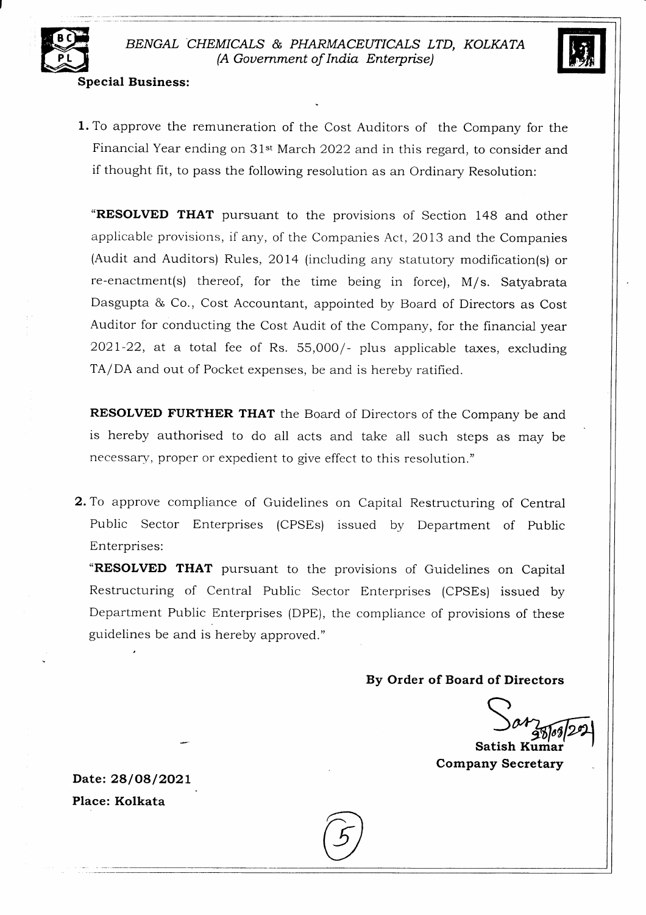**Special Business:**

1. To approve the remuneration of the Cost Auditors of the Company for the Financial Year ending on 31st March 2022 and in this regard, to consider and if thought fit, to pass the following resolution as an Ordinary Resolution:

   "**RESOLVED THAT** pursuant to the provisions of Section 148 and other applicable provisions, if any, of the Companies Act, 2013 and the Companies (Audit and Auditors) Rules, 2014 (including any statutory modification(s) or re-enactment(s) thereof, for the time being in force), M/s. Satyabrata Dasgupta & Co., Cost Accountant, appointed by Board of Directors as Cost Auditor for conducting the Cost Audit of the Company, for the financial year 2021-22, at a total fee of Rs. 55,000/- plus applicable taxes, excluding TA/DA and out of Pocket expenses, be and is hereby ratified.

   **RESOLVED FURTHER THAT** the Board of Directors of the Company be and is hereby authorised to do all acts and take all such steps as may be necessary, proper or expedient to give effect to this resolution."

2. To approve compliance of Guidelines on Capital Restructuring of Central Public Sector Enterprises (CPSEs) issued by Department of Public Enterprises:

   "**RESOLVED THAT** pursuant to the provisions of Guidelines on Capital Restructuring of Central Public Sector Enterprises (CPSEs) issued by Department Public Enterprises (DPE), the compliance of provisions of these guidelines be and is hereby approved."

**By Order of Board of Directors**

28/08/2021

**Satish Kumar**
**Company Secretary**

**Date: 28/08/2021**
**Place: Kolkata**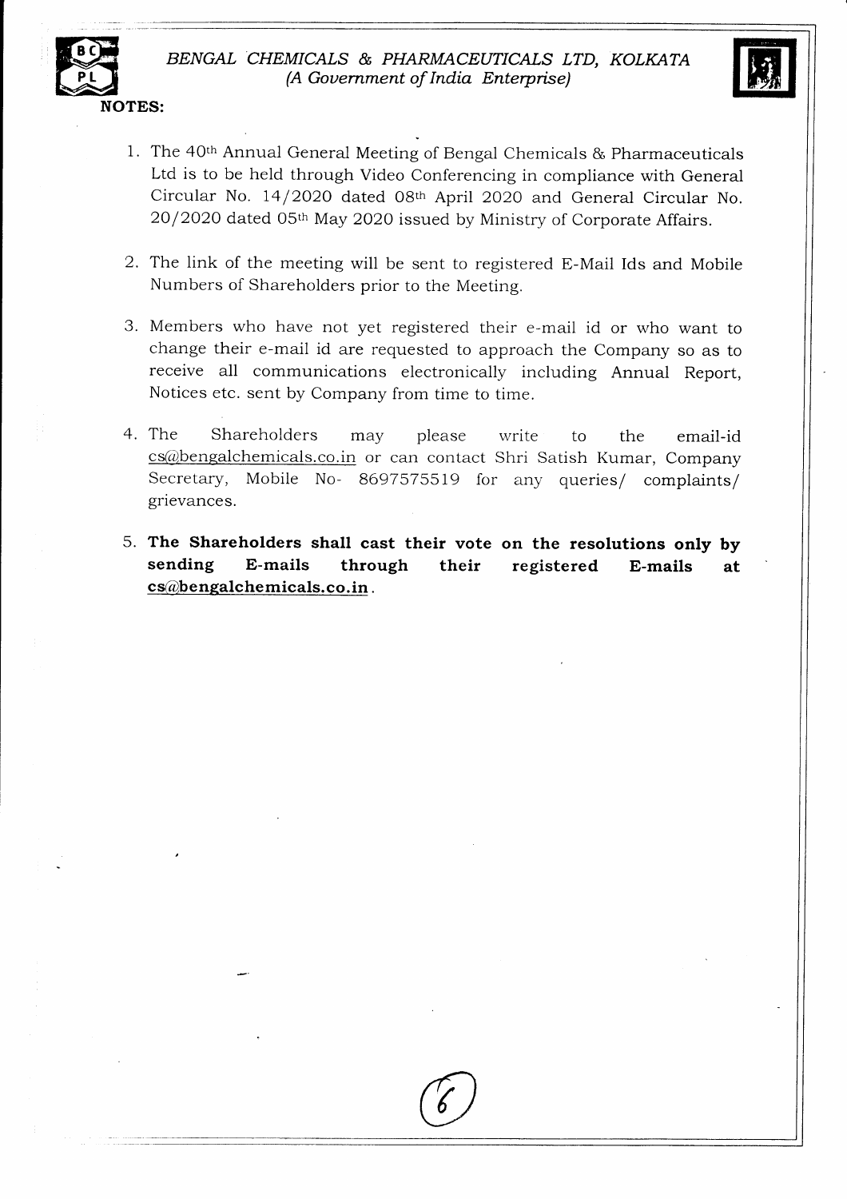*BENGAL CHEMICALS & PHARMACEUTICALS LTD, KOLKATA*
*(A Government of India Enterprise)*

**NOTES:**

1. The 40th Annual General Meeting of Bengal Chemicals & Pharmaceuticals Ltd is to be held through Video Conferencing in compliance with General Circular No. 14/2020 dated 08th April 2020 and General Circular No. 20/2020 dated 05th May 2020 issued by Ministry of Corporate Affairs.

2. The link of the meeting will be sent to registered E-Mail Ids and Mobile Numbers of Shareholders prior to the Meeting.

3. Members who have not yet registered their e-mail id or who want to change their e-mail id are requested to approach the Company so as to receive all communications electronically including Annual Report, Notices etc. sent by Company from time to time.

4. The Shareholders may please write to the email-id cs@bengalchemicals.co.in or can contact Shri Satish Kumar, Company Secretary, Mobile No- 8697575519 for any queries/ complaints/ grievances.

5. **The Shareholders shall cast their vote on the resolutions only by sending E-mails through their registered E-mails at cs@bengalchemicals.co.in**.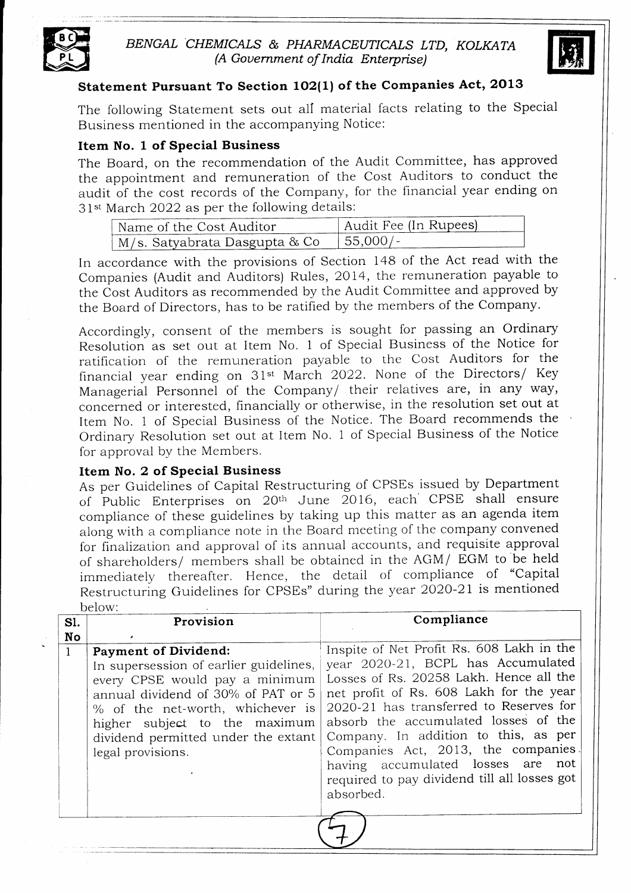BENGAL CHEMICALS & PHARMACEUTICALS LTD, KOLKATA
*(A Government of India Enterprise)*

## Statement Pursuant To Section 102(1) of the Companies Act, 2013

The following Statement sets out all material facts relating to the Special Business mentioned in the accompanying Notice:

### Item No. 1 of Special Business

The Board, on the recommendation of the Audit Committee, has approved the appointment and remuneration of the Cost Auditors to conduct the audit of the cost records of the Company, for the financial year ending on 31st March 2022 as per the following details:

| Name of the Cost Auditor | Audit Fee (In Rupees) |
|---|---|
| M/s. Satyabrata Dasgupta & Co | 55,000/- |

In accordance with the provisions of Section 148 of the Act read with the Companies (Audit and Auditors) Rules, 2014, the remuneration payable to the Cost Auditors as recommended by the Audit Committee and approved by the Board of Directors, has to be ratified by the members of the Company.

Accordingly, consent of the members is sought for passing an Ordinary Resolution as set out at Item No. 1 of Special Business of the Notice for ratification of the remuneration payable to the Cost Auditors for the financial year ending on 31st March 2022. None of the Directors/ Key Managerial Personnel of the Company/ their relatives are, in any way, concerned or interested, financially or otherwise, in the resolution set out at Item No. 1 of Special Business of the Notice. The Board recommends the Ordinary Resolution set out at Item No. 1 of Special Business of the Notice for approval by the Members.

### Item No. 2 of Special Business

As per Guidelines of Capital Restructuring of CPSEs issued by Department of Public Enterprises on 20th June 2016, each CPSE shall ensure compliance of these guidelines by taking up this matter as an agenda item along with a compliance note in the Board meeting of the company convened for finalization and approval of its annual accounts, and requisite approval of shareholders/ members shall be obtained in the AGM/ EGM to be held immediately thereafter. Hence, the detail of compliance of "Capital Restructuring Guidelines for CPSEs" during the year 2020-21 is mentioned below:

| Sl. No | Provision | Compliance |
|---|---|---|
| 1 | **Payment of Dividend:** In supersession of earlier guidelines, every CPSE would pay a minimum annual dividend of 30% of PAT or 5 % of the net-worth, whichever is higher subject to the maximum dividend permitted under the extant legal provisions. | Inspite of Net Profit Rs. 608 Lakh in the year 2020-21, BCPL has Accumulated Losses of Rs. 20258 Lakh. Hence all the net profit of Rs. 608 Lakh for the year 2020-21 has transferred to Reserves for absorb the accumulated losses of the Company. In addition to this, as per Companies Act, 2013, the companies having accumulated losses are not required to pay dividend till all losses got absorbed. |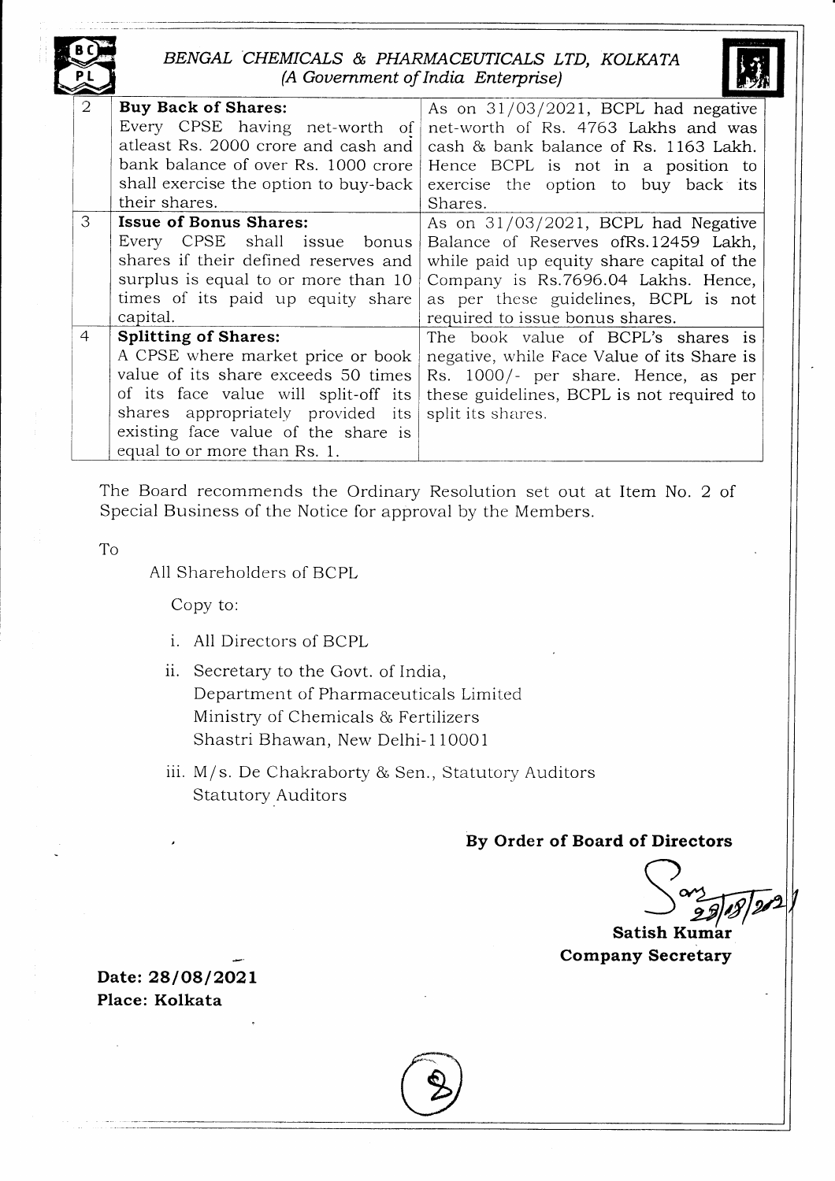*BENGAL CHEMICALS & PHARMACEUTICALS LTD, KOLKATA*
*(A Government of India Enterprise)*

| | | |
|---|---|---|
| 2 | **Buy Back of Shares:** Every CPSE having net-worth of atleast Rs. 2000 crore and cash and bank balance of over Rs. 1000 crore shall exercise the option to buy-back their shares. | As on 31/03/2021, BCPL had negative net-worth of Rs. 4763 Lakhs and was cash & bank balance of Rs. 1163 Lakh. Hence BCPL is not in a position to exercise the option to buy back its Shares. |
| 3 | **Issue of Bonus Shares:** Every CPSE shall issue bonus shares if their defined reserves and surplus is equal to or more than 10 times of its paid up equity share capital. | As on 31/03/2021, BCPL had Negative Balance of Reserves ofRs.12459 Lakh, while paid up equity share capital of the Company is Rs.7696.04 Lakhs. Hence, as per these guidelines, BCPL is not required to issue bonus shares. |
| 4 | **Splitting of Shares:** A CPSE where market price or book value of its share exceeds 50 times of its face value will split-off its shares appropriately provided its existing face value of the share is equal to or more than Rs. 1. | The book value of BCPL's shares is negative, while Face Value of its Share is Rs. 1000/- per share. Hence, as per these guidelines, BCPL is not required to split its shares. |

The Board recommends the Ordinary Resolution set out at Item No. 2 of Special Business of the Notice for approval by the Members.

To

All Shareholders of BCPL

Copy to:

i. All Directors of BCPL

ii. Secretary to the Govt. of India,
Department of Pharmaceuticals Limited
Ministry of Chemicals & Fertilizers
Shastri Bhawan, New Delhi-110001

iii. M/s. De Chakraborty & Sen., Statutory Auditors
Statutory Auditors

**By Order of Board of Directors**

28/08/2021

**Satish Kumar**
**Company Secretary**

**Date: 28/08/2021**
**Place: Kolkata**